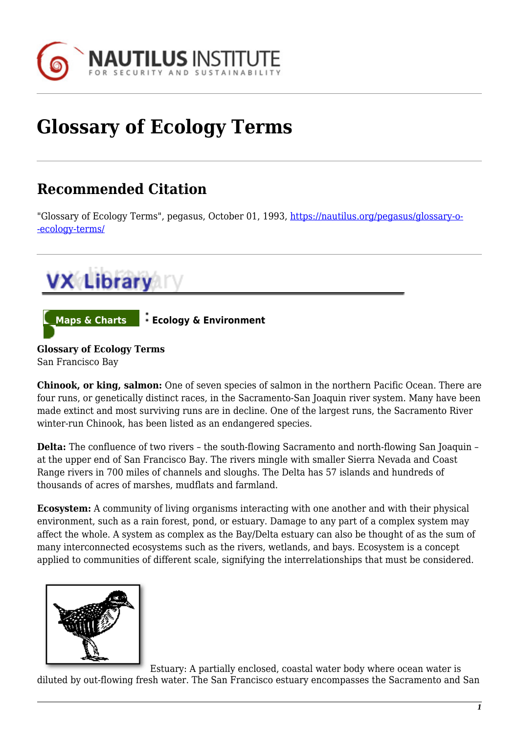# Glossary of Ecology Terms

## Recommended Citation

"Glossary of Ecology Terms", pegasus, October 01, 1993, https://nautilus.org/pegasus/glossary-o--ecology-terms/

Maps & Charts : Ecology & Environment

**Glossary of Ecology Terms**
San Francisco Bay

**Chinook, or king, salmon:** One of seven species of salmon in the northern Pacific Ocean. There are four runs, or genetically distinct races, in the Sacramento-San Joaquin river system. Many have been made extinct and most surviving runs are in decline. One of the largest runs, the Sacramento River winter-run Chinook, has been listed as an endangered species.

**Delta:** The confluence of two rivers – the south-flowing Sacramento and north-flowing San Joaquin – at the upper end of San Francisco Bay. The rivers mingle with smaller Sierra Nevada and Coast Range rivers in 700 miles of channels and sloughs. The Delta has 57 islands and hundreds of thousands of acres of marshes, mudflats and farmland.

**Ecosystem:** A community of living organisms interacting with one another and with their physical environment, such as a rain forest, pond, or estuary. Damage to any part of a complex system may affect the whole. A system as complex as the Bay/Delta estuary can also be thought of as the sum of many interconnected ecosystems such as the rivers, wetlands, and bays. Ecosystem is a concept applied to communities of different scale, signifying the interrelationships that must be considered.

Estuary: A partially enclosed, coastal water body where ocean water is diluted by out-flowing fresh water. The San Francisco estuary encompasses the Sacramento and San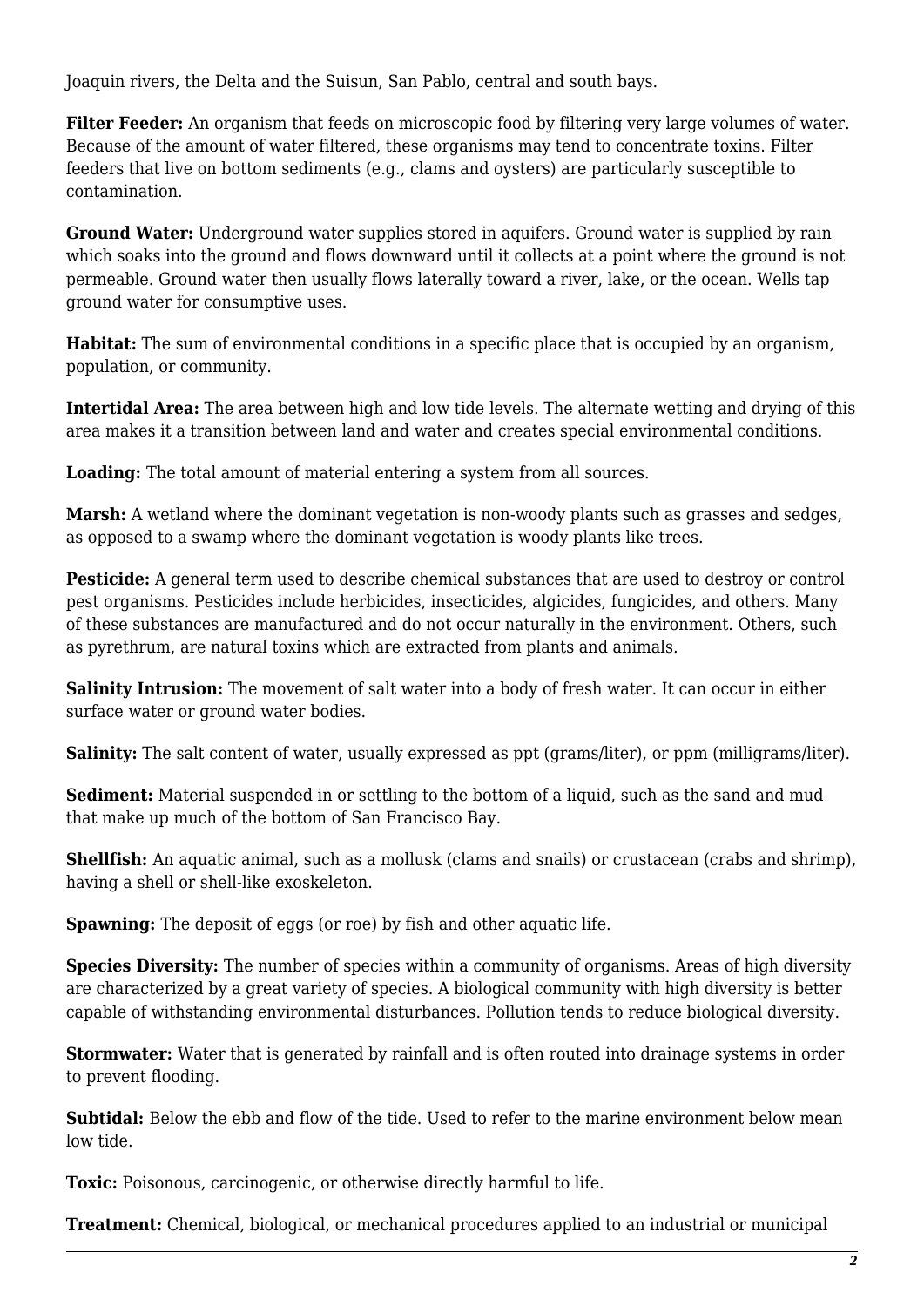Joaquin rivers, the Delta and the Suisun, San Pablo, central and south bays.

**Filter Feeder:** An organism that feeds on microscopic food by filtering very large volumes of water. Because of the amount of water filtered, these organisms may tend to concentrate toxins. Filter feeders that live on bottom sediments (e.g., clams and oysters) are particularly susceptible to contamination.

**Ground Water:** Underground water supplies stored in aquifers. Ground water is supplied by rain which soaks into the ground and flows downward until it collects at a point where the ground is not permeable. Ground water then usually flows laterally toward a river, lake, or the ocean. Wells tap ground water for consumptive uses.

**Habitat:** The sum of environmental conditions in a specific place that is occupied by an organism, population, or community.

**Intertidal Area:** The area between high and low tide levels. The alternate wetting and drying of this area makes it a transition between land and water and creates special environmental conditions.

**Loading:** The total amount of material entering a system from all sources.

**Marsh:** A wetland where the dominant vegetation is non-woody plants such as grasses and sedges, as opposed to a swamp where the dominant vegetation is woody plants like trees.

**Pesticide:** A general term used to describe chemical substances that are used to destroy or control pest organisms. Pesticides include herbicides, insecticides, algicides, fungicides, and others. Many of these substances are manufactured and do not occur naturally in the environment. Others, such as pyrethrum, are natural toxins which are extracted from plants and animals.

**Salinity Intrusion:** The movement of salt water into a body of fresh water. It can occur in either surface water or ground water bodies.

**Salinity:** The salt content of water, usually expressed as ppt (grams/liter), or ppm (milligrams/liter).

**Sediment:** Material suspended in or settling to the bottom of a liquid, such as the sand and mud that make up much of the bottom of San Francisco Bay.

**Shellfish:** An aquatic animal, such as a mollusk (clams and snails) or crustacean (crabs and shrimp), having a shell or shell-like exoskeleton.

**Spawning:** The deposit of eggs (or roe) by fish and other aquatic life.

**Species Diversity:** The number of species within a community of organisms. Areas of high diversity are characterized by a great variety of species. A biological community with high diversity is better capable of withstanding environmental disturbances. Pollution tends to reduce biological diversity.

**Stormwater:** Water that is generated by rainfall and is often routed into drainage systems in order to prevent flooding.

**Subtidal:** Below the ebb and flow of the tide. Used to refer to the marine environment below mean low tide.

**Toxic:** Poisonous, carcinogenic, or otherwise directly harmful to life.

**Treatment:** Chemical, biological, or mechanical procedures applied to an industrial or municipal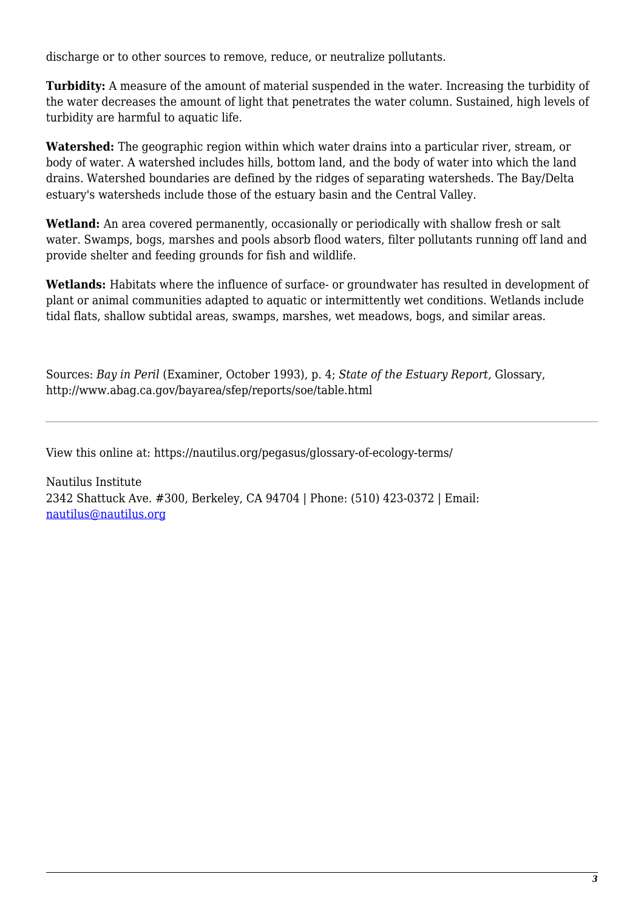discharge or to other sources to remove, reduce, or neutralize pollutants.

**Turbidity:** A measure of the amount of material suspended in the water. Increasing the turbidity of the water decreases the amount of light that penetrates the water column. Sustained, high levels of turbidity are harmful to aquatic life.

**Watershed:** The geographic region within which water drains into a particular river, stream, or body of water. A watershed includes hills, bottom land, and the body of water into which the land drains. Watershed boundaries are defined by the ridges of separating watersheds. The Bay/Delta estuary's watersheds include those of the estuary basin and the Central Valley.

**Wetland:** An area covered permanently, occasionally or periodically with shallow fresh or salt water. Swamps, bogs, marshes and pools absorb flood waters, filter pollutants running off land and provide shelter and feeding grounds for fish and wildlife.

**Wetlands:** Habitats where the influence of surface- or groundwater has resulted in development of plant or animal communities adapted to aquatic or intermittently wet conditions. Wetlands include tidal flats, shallow subtidal areas, swamps, marshes, wet meadows, bogs, and similar areas.

Sources: *Bay in Peril* (Examiner, October 1993), p. 4; *State of the Estuary Report,* Glossary, http://www.abag.ca.gov/bayarea/sfep/reports/soe/table.html

---

View this online at: https://nautilus.org/pegasus/glossary-of-ecology-terms/

Nautilus Institute
2342 Shattuck Ave. #300, Berkeley, CA 94704 | Phone: (510) 423-0372 | Email: [nautilus@nautilus.org](mailto:nautilus@nautilus.org)